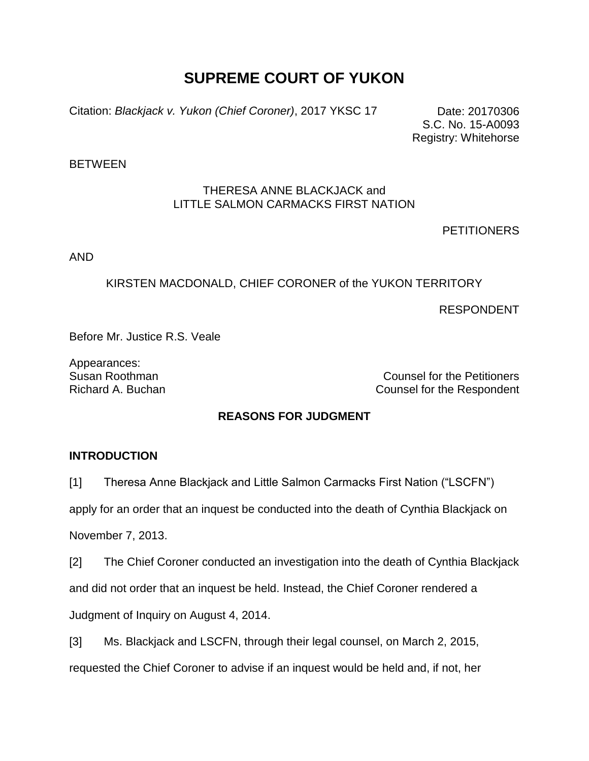# SUPREME COURT OF YUKON

Citation: *Blackjack v. Yukon (Chief Coroner)*, 2017 YKSC 17

Date: 20170306
S.C. No. 15-A0093
Registry: Whitehorse

BETWEEN

THERESA ANNE BLACKJACK and
LITTLE SALMON CARMACKS FIRST NATION

PETITIONERS

AND

KIRSTEN MACDONALD, CHIEF CORONER of the YUKON TERRITORY

RESPONDENT

Before Mr. Justice R.S. Veale

Appearances:
Susan Roothman — Counsel for the Petitioners
Richard A. Buchan — Counsel for the Respondent

## REASONS FOR JUDGMENT

### INTRODUCTION

[1] Theresa Anne Blackjack and Little Salmon Carmacks First Nation ("LSCFN") apply for an order that an inquest be conducted into the death of Cynthia Blackjack on November 7, 2013.

[2] The Chief Coroner conducted an investigation into the death of Cynthia Blackjack and did not order that an inquest be held. Instead, the Chief Coroner rendered a Judgment of Inquiry on August 4, 2014.

[3] Ms. Blackjack and LSCFN, through their legal counsel, on March 2, 2015, requested the Chief Coroner to advise if an inquest would be held and, if not, her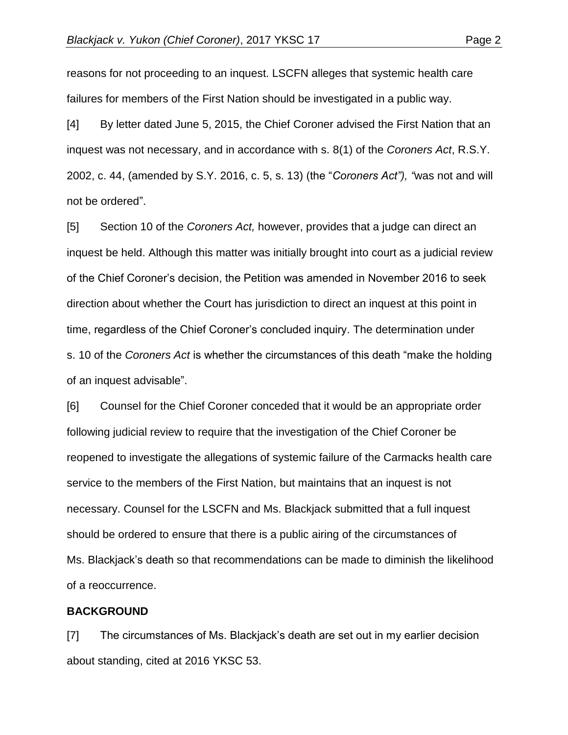reasons for not proceeding to an inquest. LSCFN alleges that systemic health care failures for members of the First Nation should be investigated in a public way.

[4] By letter dated June 5, 2015, the Chief Coroner advised the First Nation that an inquest was not necessary, and in accordance with s. 8(1) of the *Coroners Act*, R.S.Y. 2002, c. 44, (amended by S.Y. 2016, c. 5, s. 13) (the "*Coroners Act"), "*was not and will not be ordered".

[5] Section 10 of the *Coroners Act,* however, provides that a judge can direct an inquest be held. Although this matter was initially brought into court as a judicial review of the Chief Coroner's decision, the Petition was amended in November 2016 to seek direction about whether the Court has jurisdiction to direct an inquest at this point in time, regardless of the Chief Coroner's concluded inquiry. The determination under s. 10 of the *Coroners Act* is whether the circumstances of this death "make the holding of an inquest advisable".

[6] Counsel for the Chief Coroner conceded that it would be an appropriate order following judicial review to require that the investigation of the Chief Coroner be reopened to investigate the allegations of systemic failure of the Carmacks health care service to the members of the First Nation, but maintains that an inquest is not necessary. Counsel for the LSCFN and Ms. Blackjack submitted that a full inquest should be ordered to ensure that there is a public airing of the circumstances of Ms. Blackjack's death so that recommendations can be made to diminish the likelihood of a reoccurrence.

**BACKGROUND**

[7] The circumstances of Ms. Blackjack's death are set out in my earlier decision about standing, cited at 2016 YKSC 53.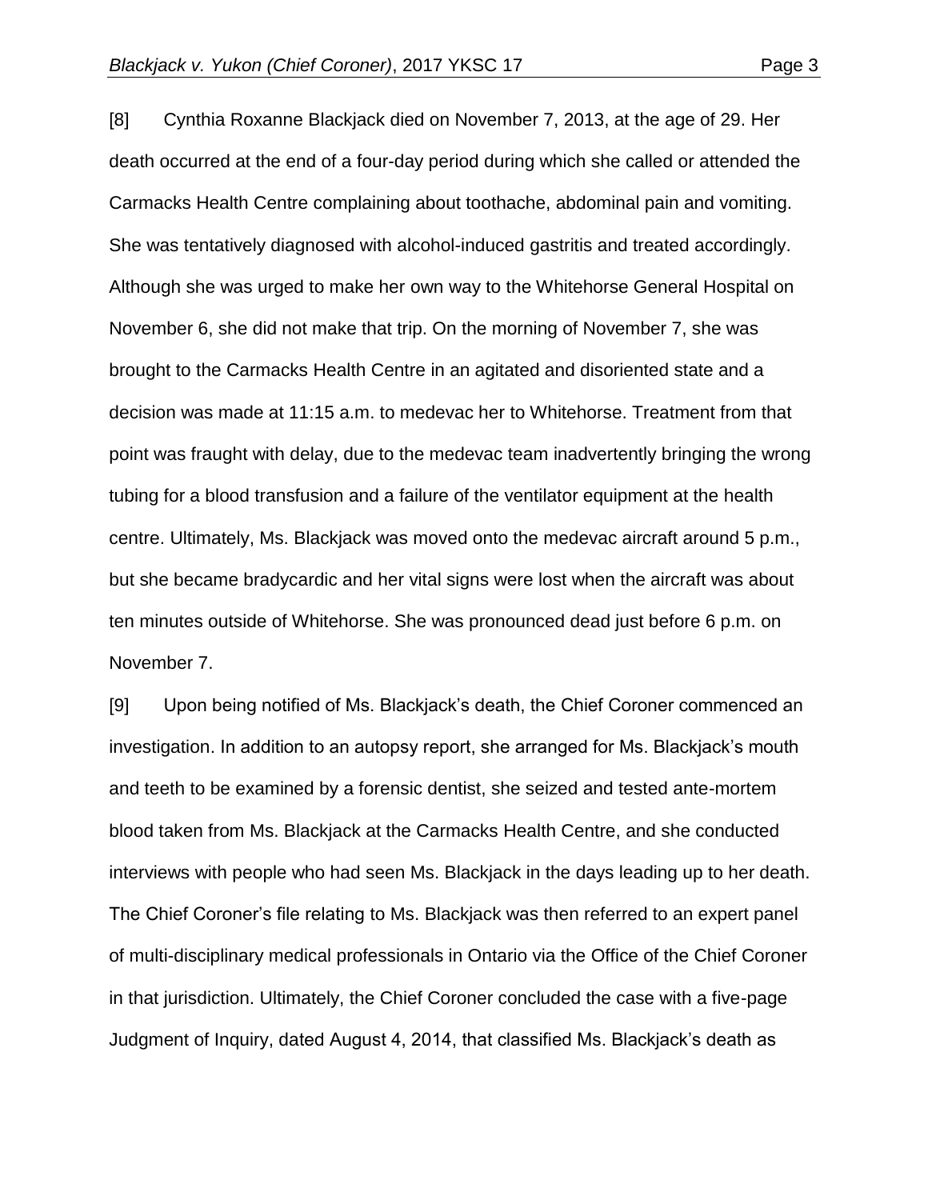[8] Cynthia Roxanne Blackjack died on November 7, 2013, at the age of 29. Her death occurred at the end of a four-day period during which she called or attended the Carmacks Health Centre complaining about toothache, abdominal pain and vomiting. She was tentatively diagnosed with alcohol-induced gastritis and treated accordingly. Although she was urged to make her own way to the Whitehorse General Hospital on November 6, she did not make that trip. On the morning of November 7, she was brought to the Carmacks Health Centre in an agitated and disoriented state and a decision was made at 11:15 a.m. to medevac her to Whitehorse. Treatment from that point was fraught with delay, due to the medevac team inadvertently bringing the wrong tubing for a blood transfusion and a failure of the ventilator equipment at the health centre. Ultimately, Ms. Blackjack was moved onto the medevac aircraft around 5 p.m., but she became bradycardic and her vital signs were lost when the aircraft was about ten minutes outside of Whitehorse. She was pronounced dead just before 6 p.m. on November 7.

[9] Upon being notified of Ms. Blackjack's death, the Chief Coroner commenced an investigation. In addition to an autopsy report, she arranged for Ms. Blackjack's mouth and teeth to be examined by a forensic dentist, she seized and tested ante-mortem blood taken from Ms. Blackjack at the Carmacks Health Centre, and she conducted interviews with people who had seen Ms. Blackjack in the days leading up to her death. The Chief Coroner's file relating to Ms. Blackjack was then referred to an expert panel of multi-disciplinary medical professionals in Ontario via the Office of the Chief Coroner in that jurisdiction. Ultimately, the Chief Coroner concluded the case with a five-page Judgment of Inquiry, dated August 4, 2014, that classified Ms. Blackjack's death as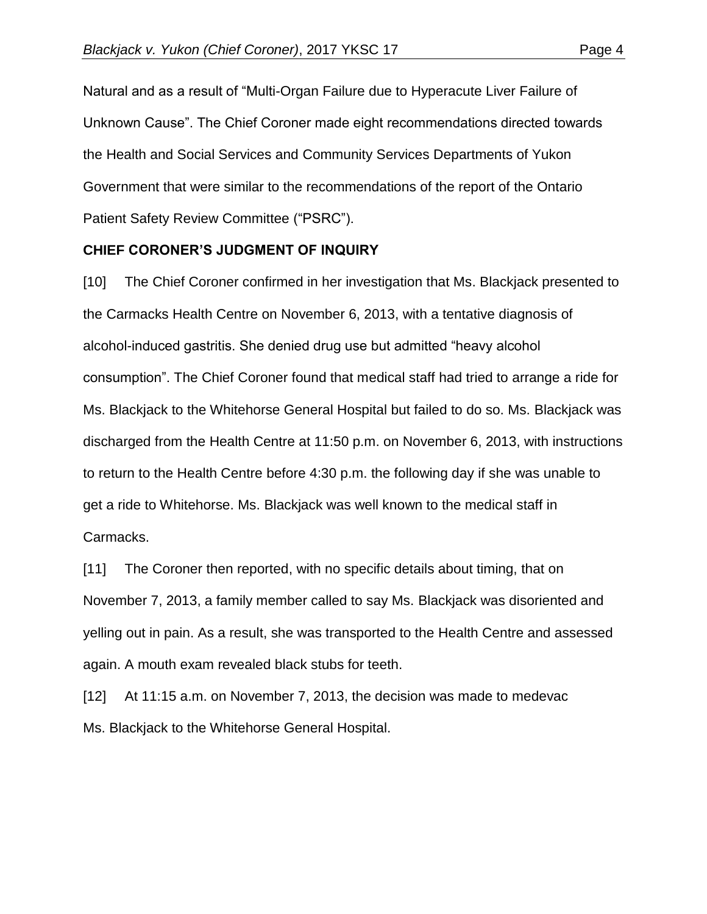Natural and as a result of “Multi-Organ Failure due to Hyperacute Liver Failure of Unknown Cause”. The Chief Coroner made eight recommendations directed towards the Health and Social Services and Community Services Departments of Yukon Government that were similar to the recommendations of the report of the Ontario Patient Safety Review Committee (“PSRC”).

## CHIEF CORONER’S JUDGMENT OF INQUIRY

[10] The Chief Coroner confirmed in her investigation that Ms. Blackjack presented to the Carmacks Health Centre on November 6, 2013, with a tentative diagnosis of alcohol-induced gastritis. She denied drug use but admitted “heavy alcohol consumption”. The Chief Coroner found that medical staff had tried to arrange a ride for Ms. Blackjack to the Whitehorse General Hospital but failed to do so. Ms. Blackjack was discharged from the Health Centre at 11:50 p.m. on November 6, 2013, with instructions to return to the Health Centre before 4:30 p.m. the following day if she was unable to get a ride to Whitehorse. Ms. Blackjack was well known to the medical staff in Carmacks.

[11] The Coroner then reported, with no specific details about timing, that on November 7, 2013, a family member called to say Ms. Blackjack was disoriented and yelling out in pain. As a result, she was transported to the Health Centre and assessed again. A mouth exam revealed black stubs for teeth.

[12] At 11:15 a.m. on November 7, 2013, the decision was made to medevac Ms. Blackjack to the Whitehorse General Hospital.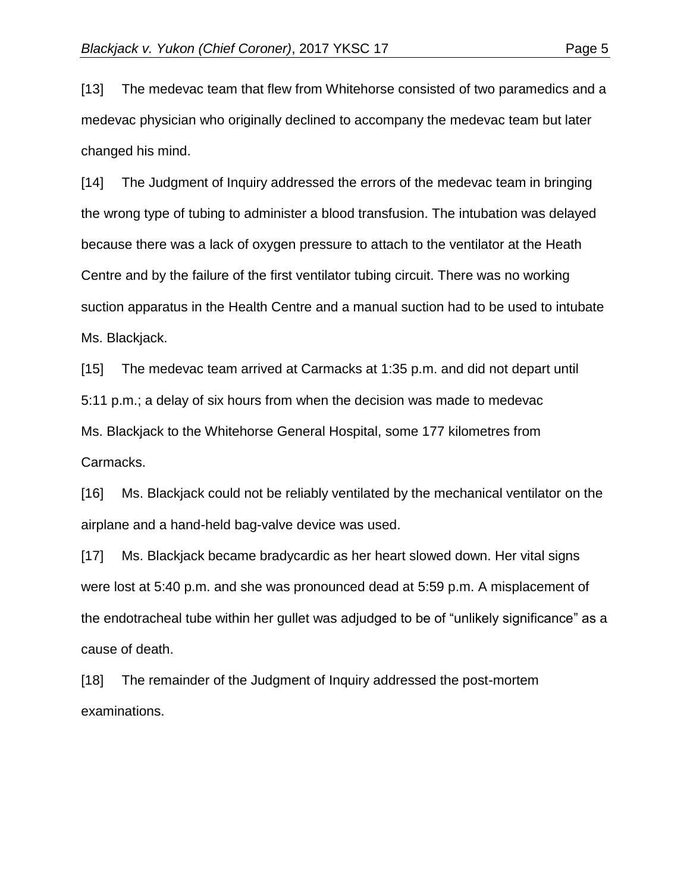[13] The medevac team that flew from Whitehorse consisted of two paramedics and a medevac physician who originally declined to accompany the medevac team but later changed his mind.

[14] The Judgment of Inquiry addressed the errors of the medevac team in bringing the wrong type of tubing to administer a blood transfusion. The intubation was delayed because there was a lack of oxygen pressure to attach to the ventilator at the Heath Centre and by the failure of the first ventilator tubing circuit. There was no working suction apparatus in the Health Centre and a manual suction had to be used to intubate Ms. Blackjack.

[15] The medevac team arrived at Carmacks at 1:35 p.m. and did not depart until 5:11 p.m.; a delay of six hours from when the decision was made to medevac Ms. Blackjack to the Whitehorse General Hospital, some 177 kilometres from Carmacks.

[16] Ms. Blackjack could not be reliably ventilated by the mechanical ventilator on the airplane and a hand-held bag-valve device was used.

[17] Ms. Blackjack became bradycardic as her heart slowed down. Her vital signs were lost at 5:40 p.m. and she was pronounced dead at 5:59 p.m. A misplacement of the endotracheal tube within her gullet was adjudged to be of “unlikely significance” as a cause of death.

[18] The remainder of the Judgment of Inquiry addressed the post-mortem examinations.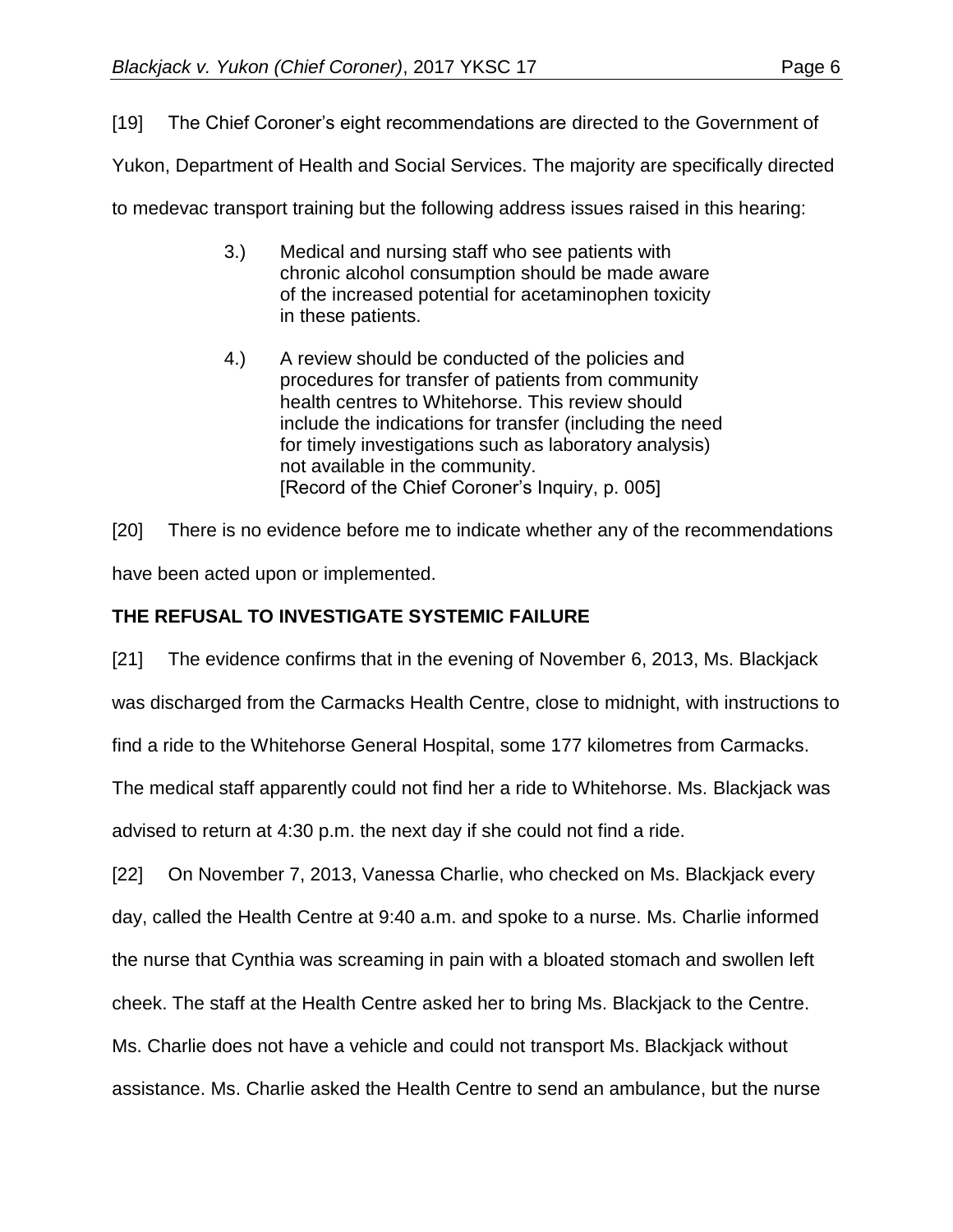[19] The Chief Coroner's eight recommendations are directed to the Government of Yukon, Department of Health and Social Services. The majority are specifically directed to medevac transport training but the following address issues raised in this hearing:

> 3.) Medical and nursing staff who see patients with chronic alcohol consumption should be made aware of the increased potential for acetaminophen toxicity in these patients.
>
> 4.) A review should be conducted of the policies and procedures for transfer of patients from community health centres to Whitehorse. This review should include the indications for transfer (including the need for timely investigations such as laboratory analysis) not available in the community.
> [Record of the Chief Coroner's Inquiry, p. 005]

[20] There is no evidence before me to indicate whether any of the recommendations have been acted upon or implemented.

## THE REFUSAL TO INVESTIGATE SYSTEMIC FAILURE

[21] The evidence confirms that in the evening of November 6, 2013, Ms. Blackjack was discharged from the Carmacks Health Centre, close to midnight, with instructions to find a ride to the Whitehorse General Hospital, some 177 kilometres from Carmacks. The medical staff apparently could not find her a ride to Whitehorse. Ms. Blackjack was advised to return at 4:30 p.m. the next day if she could not find a ride.

[22] On November 7, 2013, Vanessa Charlie, who checked on Ms. Blackjack every day, called the Health Centre at 9:40 a.m. and spoke to a nurse. Ms. Charlie informed the nurse that Cynthia was screaming in pain with a bloated stomach and swollen left cheek. The staff at the Health Centre asked her to bring Ms. Blackjack to the Centre. Ms. Charlie does not have a vehicle and could not transport Ms. Blackjack without assistance. Ms. Charlie asked the Health Centre to send an ambulance, but the nurse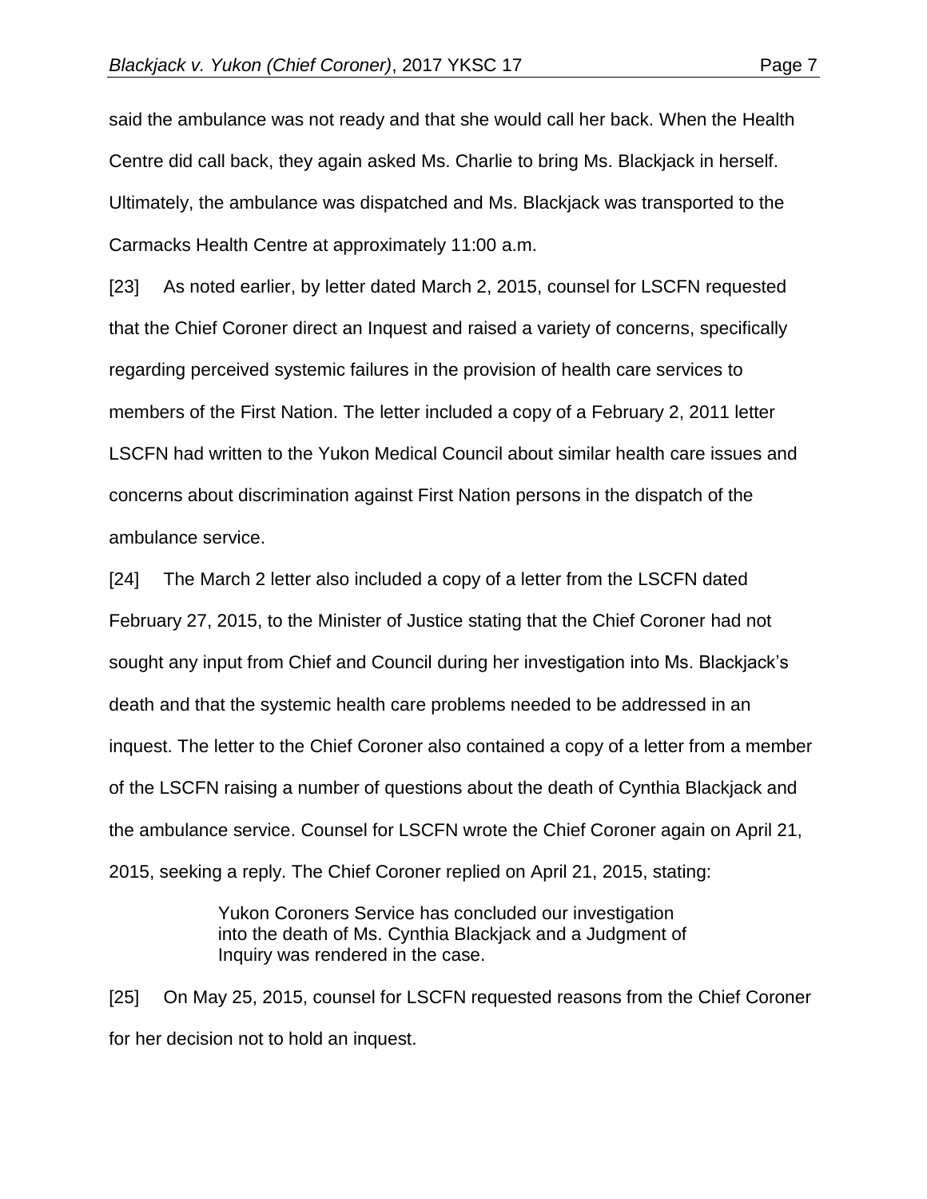said the ambulance was not ready and that she would call her back. When the Health Centre did call back, they again asked Ms. Charlie to bring Ms. Blackjack in herself. Ultimately, the ambulance was dispatched and Ms. Blackjack was transported to the Carmacks Health Centre at approximately 11:00 a.m.

[23] As noted earlier, by letter dated March 2, 2015, counsel for LSCFN requested that the Chief Coroner direct an Inquest and raised a variety of concerns, specifically regarding perceived systemic failures in the provision of health care services to members of the First Nation. The letter included a copy of a February 2, 2011 letter LSCFN had written to the Yukon Medical Council about similar health care issues and concerns about discrimination against First Nation persons in the dispatch of the ambulance service.

[24] The March 2 letter also included a copy of a letter from the LSCFN dated February 27, 2015, to the Minister of Justice stating that the Chief Coroner had not sought any input from Chief and Council during her investigation into Ms. Blackjack's death and that the systemic health care problems needed to be addressed in an inquest. The letter to the Chief Coroner also contained a copy of a letter from a member of the LSCFN raising a number of questions about the death of Cynthia Blackjack and the ambulance service. Counsel for LSCFN wrote the Chief Coroner again on April 21, 2015, seeking a reply. The Chief Coroner replied on April 21, 2015, stating:

> Yukon Coroners Service has concluded our investigation into the death of Ms. Cynthia Blackjack and a Judgment of Inquiry was rendered in the case.

[25] On May 25, 2015, counsel for LSCFN requested reasons from the Chief Coroner for her decision not to hold an inquest.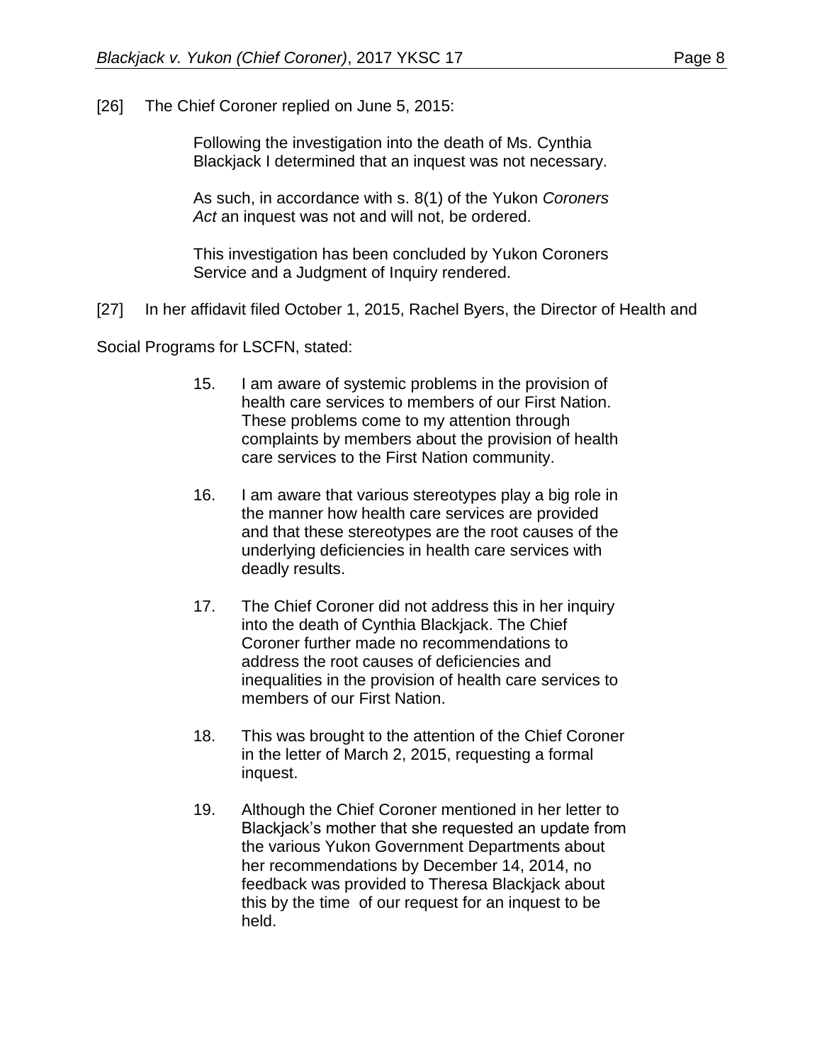[26] The Chief Coroner replied on June 5, 2015:

> Following the investigation into the death of Ms. Cynthia Blackjack I determined that an inquest was not necessary.
>
> As such, in accordance with s. 8(1) of the Yukon *Coroners Act* an inquest was not and will not, be ordered.
>
> This investigation has been concluded by Yukon Coroners Service and a Judgment of Inquiry rendered.

[27] In her affidavit filed October 1, 2015, Rachel Byers, the Director of Health and Social Programs for LSCFN, stated:

> 15. I am aware of systemic problems in the provision of health care services to members of our First Nation. These problems come to my attention through complaints by members about the provision of health care services to the First Nation community.
>
> 16. I am aware that various stereotypes play a big role in the manner how health care services are provided and that these stereotypes are the root causes of the underlying deficiencies in health care services with deadly results.
>
> 17. The Chief Coroner did not address this in her inquiry into the death of Cynthia Blackjack. The Chief Coroner further made no recommendations to address the root causes of deficiencies and inequalities in the provision of health care services to members of our First Nation.
>
> 18. This was brought to the attention of the Chief Coroner in the letter of March 2, 2015, requesting a formal inquest.
>
> 19. Although the Chief Coroner mentioned in her letter to Blackjack's mother that she requested an update from the various Yukon Government Departments about her recommendations by December 14, 2014, no feedback was provided to Theresa Blackjack about this by the time of our request for an inquest to be held.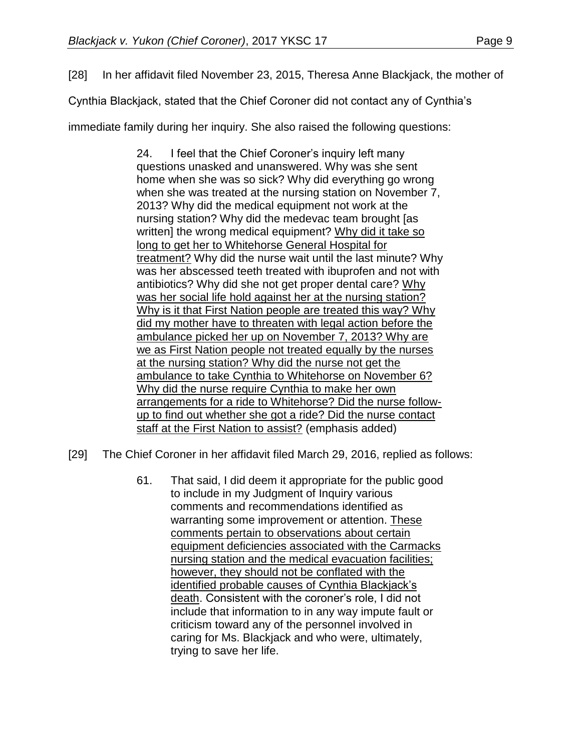[28] In her affidavit filed November 23, 2015, Theresa Anne Blackjack, the mother of Cynthia Blackjack, stated that the Chief Coroner did not contact any of Cynthia's immediate family during her inquiry. She also raised the following questions:

> 24. I feel that the Chief Coroner's inquiry left many questions unasked and unanswered. Why was she sent home when she was so sick? Why did everything go wrong when she was treated at the nursing station on November 7, 2013? Why did the medical equipment not work at the nursing station? Why did the medevac team brought [as written] the wrong medical equipment? <u>Why did it take so long to get her to Whitehorse General Hospital for treatment?</u> Why did the nurse wait until the last minute? Why was her abscessed teeth treated with ibuprofen and not with antibiotics? Why did she not get proper dental care? <u>Why was her social life hold against her at the nursing station? Why is it that First Nation people are treated this way? Why did my mother have to threaten with legal action before the ambulance picked her up on November 7, 2013? Why are we as First Nation people not treated equally by the nurses at the nursing station? Why did the nurse not get the ambulance to take Cynthia to Whitehorse on November 6? Why did the nurse require Cynthia to make her own arrangements for a ride to Whitehorse? Did the nurse follow-up to find out whether she got a ride? Did the nurse contact staff at the First Nation to assist?</u> (emphasis added)

[29] The Chief Coroner in her affidavit filed March 29, 2016, replied as follows:

> 61. That said, I did deem it appropriate for the public good to include in my Judgment of Inquiry various comments and recommendations identified as warranting some improvement or attention. <u>These comments pertain to observations about certain equipment deficiencies associated with the Carmacks nursing station and the medical evacuation facilities; however, they should not be conflated with the identified probable causes of Cynthia Blackjack's death</u>. Consistent with the coroner's role, I did not include that information to in any way impute fault or criticism toward any of the personnel involved in caring for Ms. Blackjack and who were, ultimately, trying to save her life.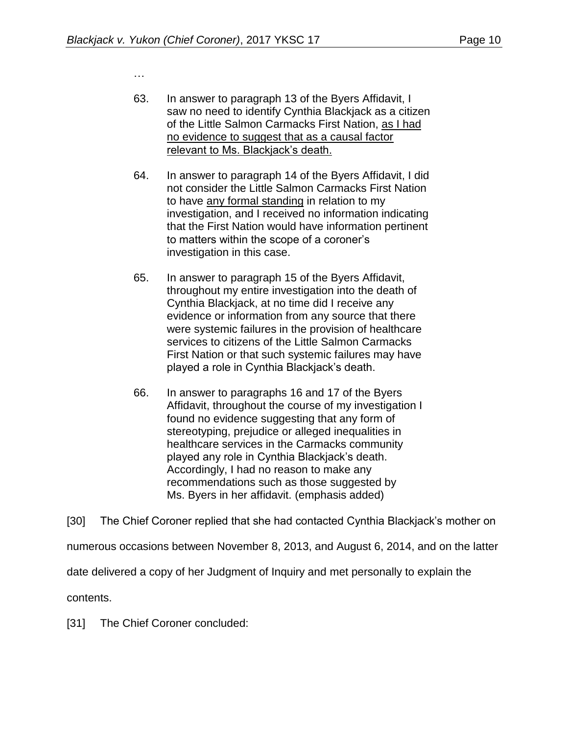…

> 63. In answer to paragraph 13 of the Byers Affidavit, I saw no need to identify Cynthia Blackjack as a citizen of the Little Salmon Carmacks First Nation, <u>as I had no evidence to suggest that as a causal factor relevant to Ms. Blackjack's death.</u>
>
> 64. In answer to paragraph 14 of the Byers Affidavit, I did not consider the Little Salmon Carmacks First Nation to have <u>any formal standing</u> in relation to my investigation, and I received no information indicating that the First Nation would have information pertinent to matters within the scope of a coroner's investigation in this case.
>
> 65. In answer to paragraph 15 of the Byers Affidavit, throughout my entire investigation into the death of Cynthia Blackjack, at no time did I receive any evidence or information from any source that there were systemic failures in the provision of healthcare services to citizens of the Little Salmon Carmacks First Nation or that such systemic failures may have played a role in Cynthia Blackjack's death.
>
> 66. In answer to paragraphs 16 and 17 of the Byers Affidavit, throughout the course of my investigation I found no evidence suggesting that any form of stereotyping, prejudice or alleged inequalities in healthcare services in the Carmacks community played any role in Cynthia Blackjack's death. Accordingly, I had no reason to make any recommendations such as those suggested by Ms. Byers in her affidavit. (emphasis added)

[30] The Chief Coroner replied that she had contacted Cynthia Blackjack's mother on numerous occasions between November 8, 2013, and August 6, 2014, and on the latter date delivered a copy of her Judgment of Inquiry and met personally to explain the contents.

[31] The Chief Coroner concluded: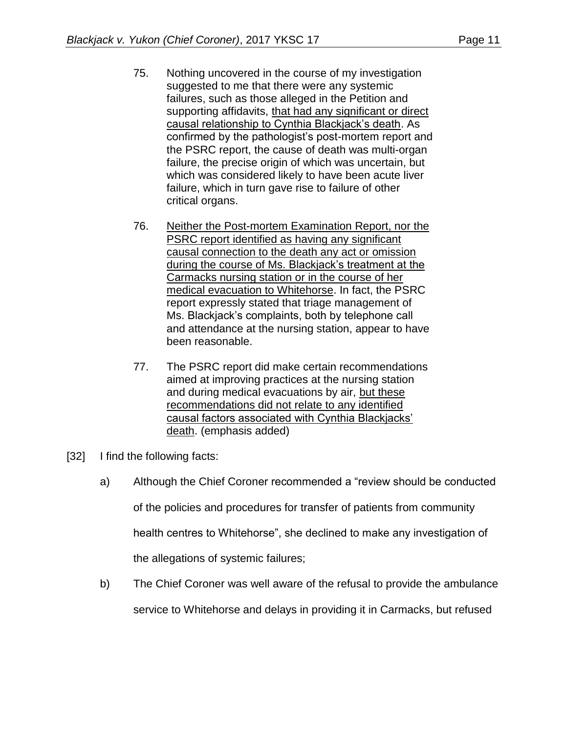75. Nothing uncovered in the course of my investigation suggested to me that there were any systemic failures, such as those alleged in the Petition and supporting affidavits, <u>that had any significant or direct causal relationship to Cynthia Blackjack's death</u>. As confirmed by the pathologist's post-mortem report and the PSRC report, the cause of death was multi-organ failure, the precise origin of which was uncertain, but which was considered likely to have been acute liver failure, which in turn gave rise to failure of other critical organs.

76. <u>Neither the Post-mortem Examination Report, nor the PSRC report identified as having any significant causal connection to the death any act or omission during the course of Ms. Blackjack's treatment at the Carmacks nursing station or in the course of her medical evacuation to Whitehorse</u>. In fact, the PSRC report expressly stated that triage management of Ms. Blackjack's complaints, both by telephone call and attendance at the nursing station, appear to have been reasonable.

77. The PSRC report did make certain recommendations aimed at improving practices at the nursing station and during medical evacuations by air, <u>but these recommendations did not relate to any identified causal factors associated with Cynthia Blackjacks' death</u>. (emphasis added)

[32] I find the following facts:

a) Although the Chief Coroner recommended a "review should be conducted of the policies and procedures for transfer of patients from community health centres to Whitehorse", she declined to make any investigation of the allegations of systemic failures;

b) The Chief Coroner was well aware of the refusal to provide the ambulance service to Whitehorse and delays in providing it in Carmacks, but refused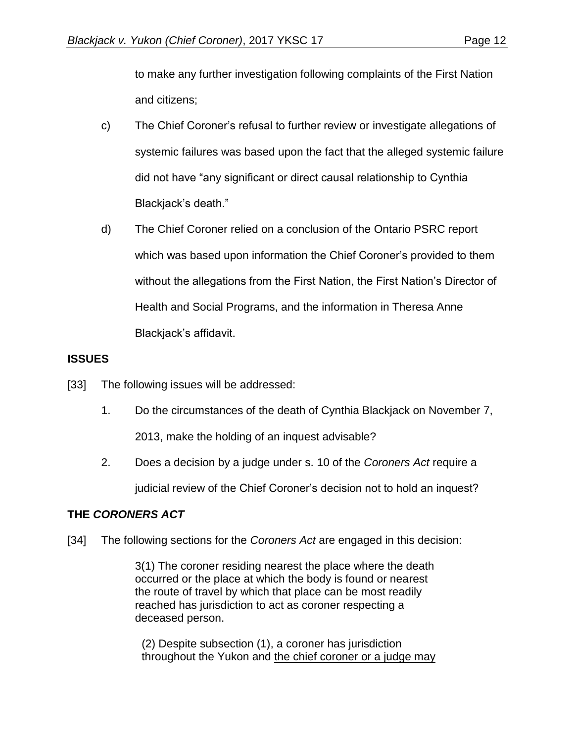to make any further investigation following complaints of the First Nation and citizens;

c) The Chief Coroner's refusal to further review or investigate allegations of systemic failures was based upon the fact that the alleged systemic failure did not have "any significant or direct causal relationship to Cynthia Blackjack's death."

d) The Chief Coroner relied on a conclusion of the Ontario PSRC report which was based upon information the Chief Coroner's provided to them without the allegations from the First Nation, the First Nation's Director of Health and Social Programs, and the information in Theresa Anne Blackjack's affidavit.

## ISSUES

[33] The following issues will be addressed:

1. Do the circumstances of the death of Cynthia Blackjack on November 7, 2013, make the holding of an inquest advisable?

2. Does a decision by a judge under s. 10 of the *Coroners Act* require a judicial review of the Chief Coroner's decision not to hold an inquest?

## THE *CORONERS ACT*

[34] The following sections for the *Coroners Act* are engaged in this decision:

> 3(1) The coroner residing nearest the place where the death occurred or the place at which the body is found or nearest the route of travel by which that place can be most readily reached has jurisdiction to act as coroner respecting a deceased person.
>
> (2) Despite subsection (1), a coroner has jurisdiction throughout the Yukon and <u>the chief coroner or a judge may</u>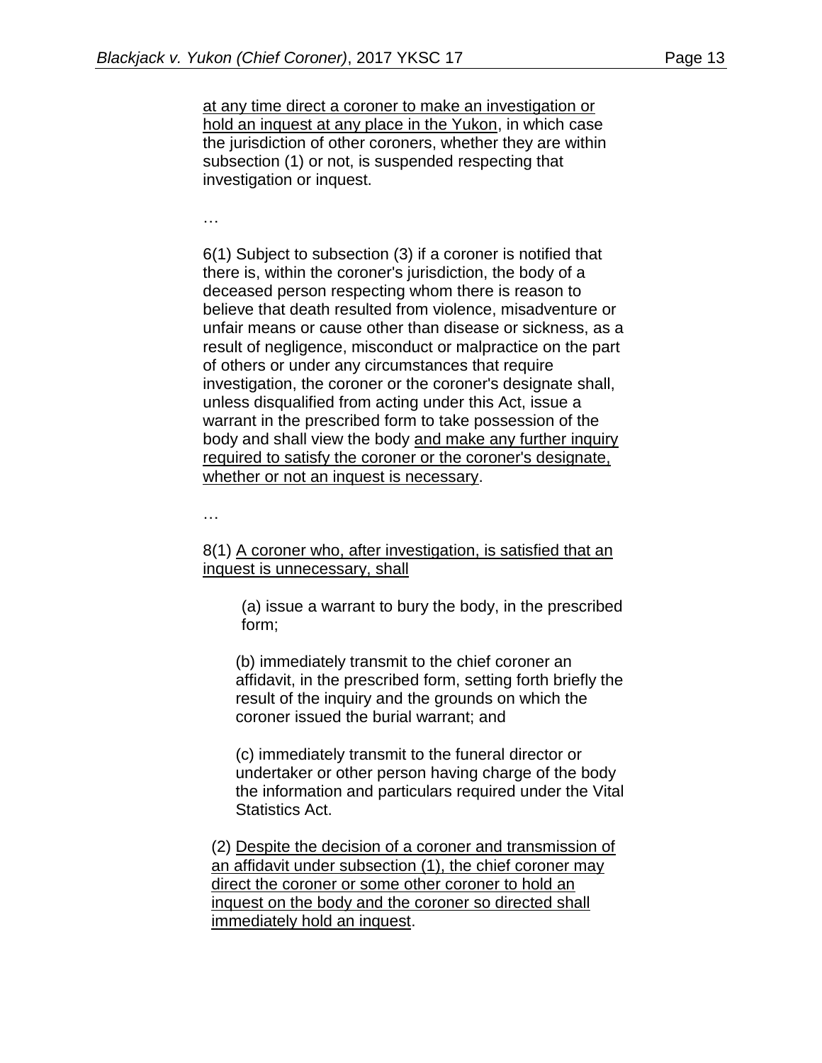at any time direct a coroner to make an investigation or hold an inquest at any place in the Yukon, in which case the jurisdiction of other coroners, whether they are within subsection (1) or not, is suspended respecting that investigation or inquest.

…

6(1) Subject to subsection (3) if a coroner is notified that there is, within the coroner's jurisdiction, the body of a deceased person respecting whom there is reason to believe that death resulted from violence, misadventure or unfair means or cause other than disease or sickness, as a result of negligence, misconduct or malpractice on the part of others or under any circumstances that require investigation, the coroner or the coroner's designate shall, unless disqualified from acting under this Act, issue a warrant in the prescribed form to take possession of the body and shall view the body and make any further inquiry required to satisfy the coroner or the coroner's designate, whether or not an inquest is necessary.

…

8(1) A coroner who, after investigation, is satisfied that an inquest is unnecessary, shall

(a) issue a warrant to bury the body, in the prescribed form;

(b) immediately transmit to the chief coroner an affidavit, in the prescribed form, setting forth briefly the result of the inquiry and the grounds on which the coroner issued the burial warrant; and

(c) immediately transmit to the funeral director or undertaker or other person having charge of the body the information and particulars required under the Vital Statistics Act.

(2) Despite the decision of a coroner and transmission of an affidavit under subsection (1), the chief coroner may direct the coroner or some other coroner to hold an inquest on the body and the coroner so directed shall immediately hold an inquest.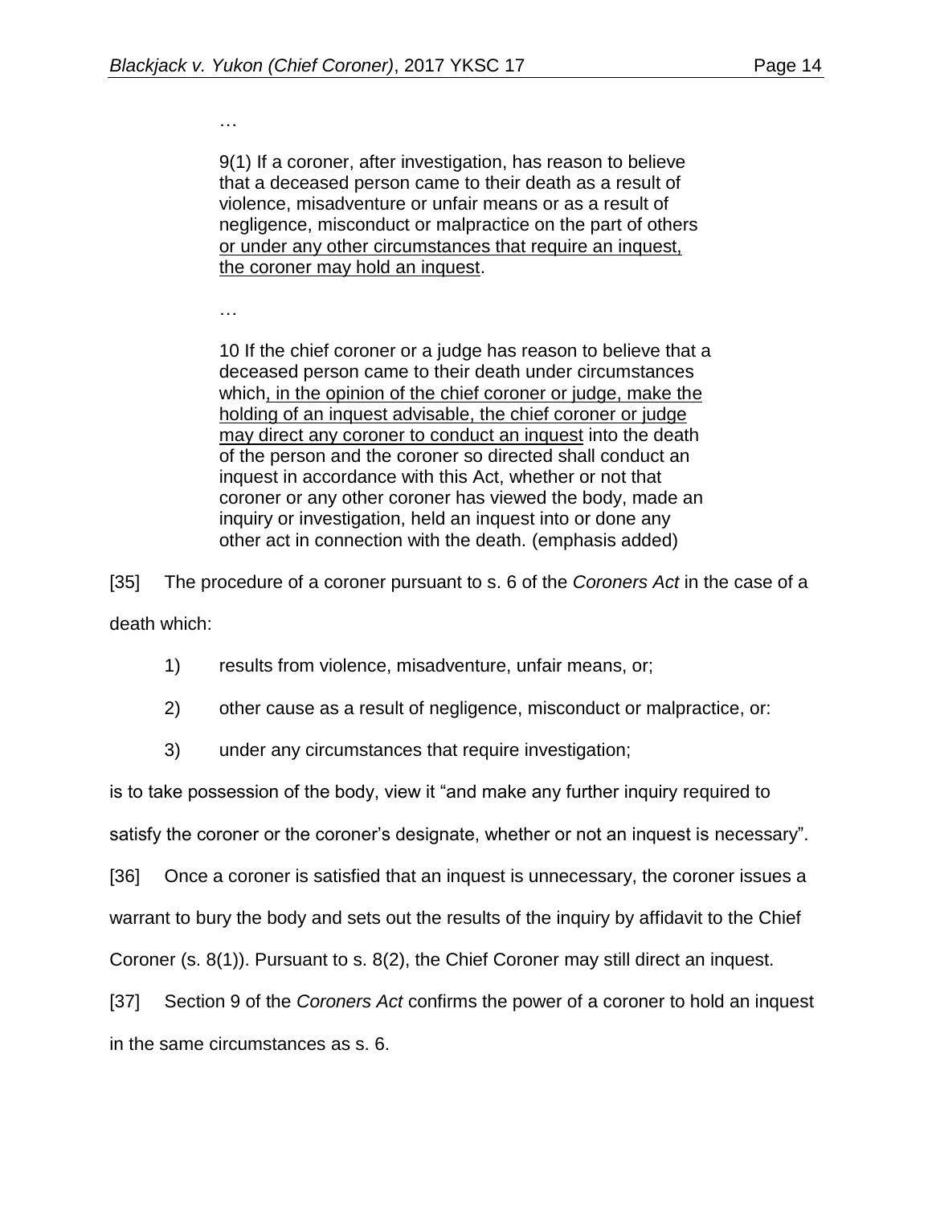…

> 9(1) If a coroner, after investigation, has reason to believe that a deceased person came to their death as a result of violence, misadventure or unfair means or as a result of negligence, misconduct or malpractice on the part of others <u>or under any other circumstances that require an inquest, the coroner may hold an inquest</u>.

…

> 10 If the chief coroner or a judge has reason to believe that a deceased person came to their death under circumstances which<u>, in the opinion of the chief coroner or judge, make the holding of an inquest advisable, the chief coroner or judge may direct any coroner to conduct an inquest</u> into the death of the person and the coroner so directed shall conduct an inquest in accordance with this Act, whether or not that coroner or any other coroner has viewed the body, made an inquiry or investigation, held an inquest into or done any other act in connection with the death. (emphasis added)

[35] The procedure of a coroner pursuant to s. 6 of the *Coroners Act* in the case of a death which:

1) results from violence, misadventure, unfair means, or;

2) other cause as a result of negligence, misconduct or malpractice, or:

3) under any circumstances that require investigation;

is to take possession of the body, view it "and make any further inquiry required to satisfy the coroner or the coroner's designate, whether or not an inquest is necessary".

[36] Once a coroner is satisfied that an inquest is unnecessary, the coroner issues a warrant to bury the body and sets out the results of the inquiry by affidavit to the Chief Coroner (s. 8(1)). Pursuant to s. 8(2), the Chief Coroner may still direct an inquest.

[37] Section 9 of the *Coroners Act* confirms the power of a coroner to hold an inquest in the same circumstances as s. 6.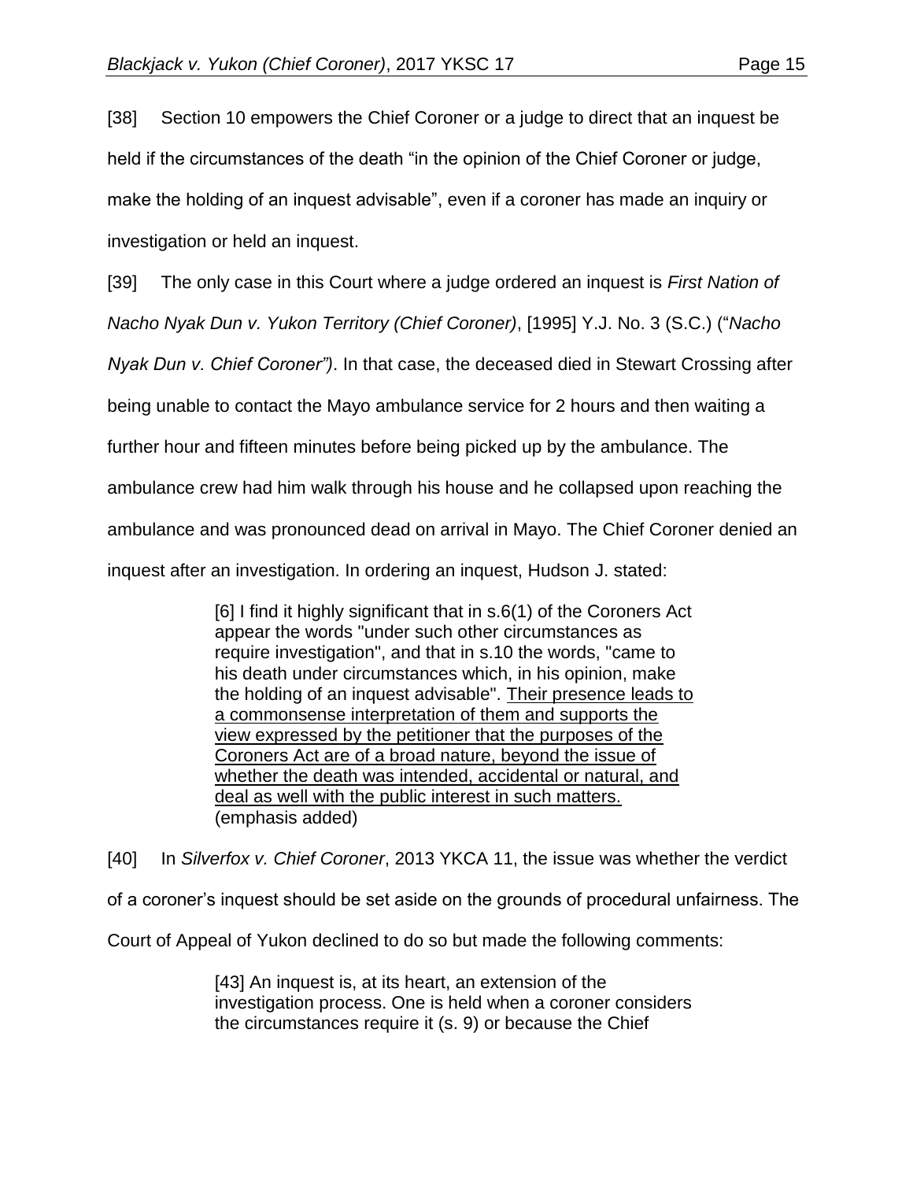[38] Section 10 empowers the Chief Coroner or a judge to direct that an inquest be held if the circumstances of the death “in the opinion of the Chief Coroner or judge, make the holding of an inquest advisable”, even if a coroner has made an inquiry or investigation or held an inquest.

[39] The only case in this Court where a judge ordered an inquest is *First Nation of Nacho Nyak Dun v. Yukon Territory (Chief Coroner)*, [1995] Y.J. No. 3 (S.C.) (“*Nacho Nyak Dun v. Chief Coroner”)*. In that case, the deceased died in Stewart Crossing after being unable to contact the Mayo ambulance service for 2 hours and then waiting a further hour and fifteen minutes before being picked up by the ambulance. The ambulance crew had him walk through his house and he collapsed upon reaching the ambulance and was pronounced dead on arrival in Mayo. The Chief Coroner denied an inquest after an investigation. In ordering an inquest, Hudson J. stated:

> [6] I find it highly significant that in s.6(1) of the Coroners Act appear the words "under such other circumstances as require investigation", and that in s.10 the words, "came to his death under circumstances which, in his opinion, make the holding of an inquest advisable". <u>Their presence leads to a commonsense interpretation of them and supports the view expressed by the petitioner that the purposes of the Coroners Act are of a broad nature, beyond the issue of whether the death was intended, accidental or natural, and deal as well with the public interest in such matters.</u> (emphasis added)

[40] In *Silverfox v. Chief Coroner*, 2013 YKCA 11, the issue was whether the verdict of a coroner’s inquest should be set aside on the grounds of procedural unfairness. The Court of Appeal of Yukon declined to do so but made the following comments:

> [43] An inquest is, at its heart, an extension of the investigation process. One is held when a coroner considers the circumstances require it (s. 9) or because the Chief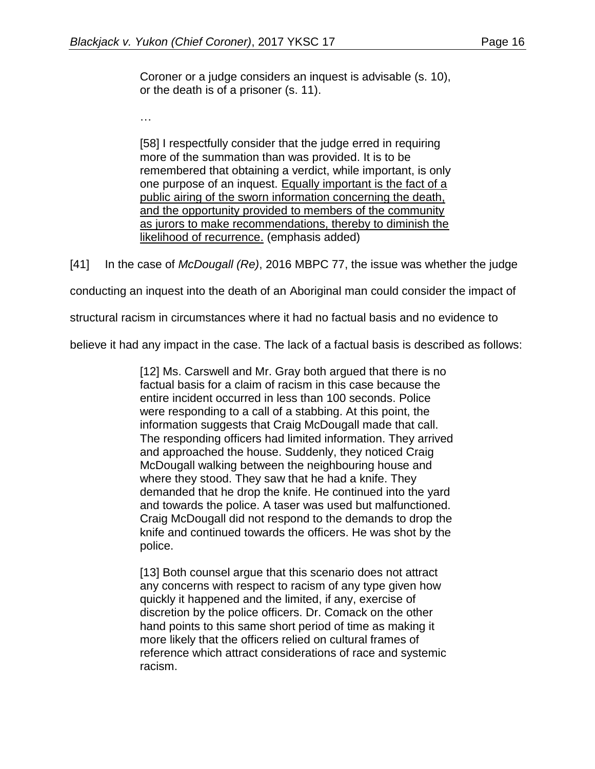> Coroner or a judge considers an inquest is advisable (s. 10), or the death is of a prisoner (s. 11).
>
> …
>
> [58] I respectfully consider that the judge erred in requiring more of the summation than was provided. It is to be remembered that obtaining a verdict, while important, is only one purpose of an inquest. <u>Equally important is the fact of a public airing of the sworn information concerning the death, and the opportunity provided to members of the community as jurors to make recommendations, thereby to diminish the likelihood of recurrence.</u> (emphasis added)

[41] In the case of *McDougall (Re)*, 2016 MBPC 77, the issue was whether the judge conducting an inquest into the death of an Aboriginal man could consider the impact of structural racism in circumstances where it had no factual basis and no evidence to believe it had any impact in the case. The lack of a factual basis is described as follows:

> [12] Ms. Carswell and Mr. Gray both argued that there is no factual basis for a claim of racism in this case because the entire incident occurred in less than 100 seconds. Police were responding to a call of a stabbing. At this point, the information suggests that Craig McDougall made that call. The responding officers had limited information. They arrived and approached the house. Suddenly, they noticed Craig McDougall walking between the neighbouring house and where they stood. They saw that he had a knife. They demanded that he drop the knife. He continued into the yard and towards the police. A taser was used but malfunctioned. Craig McDougall did not respond to the demands to drop the knife and continued towards the officers. He was shot by the police.
>
> [13] Both counsel argue that this scenario does not attract any concerns with respect to racism of any type given how quickly it happened and the limited, if any, exercise of discretion by the police officers. Dr. Comack on the other hand points to this same short period of time as making it more likely that the officers relied on cultural frames of reference which attract considerations of race and systemic racism.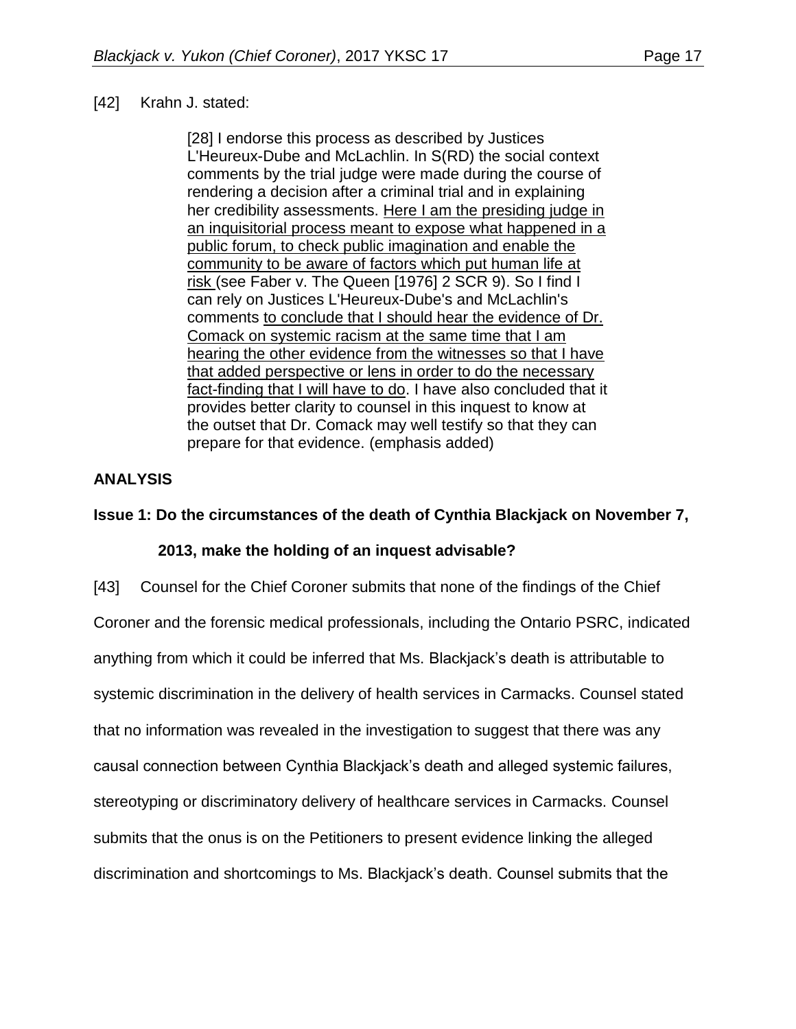[42] Krahn J. stated:

> [28] I endorse this process as described by Justices L'Heureux-Dube and McLachlin. In S(RD) the social context comments by the trial judge were made during the course of rendering a decision after a criminal trial and in explaining her credibility assessments. <u>Here I am the presiding judge in an inquisitorial process meant to expose what happened in a public forum, to check public imagination and enable the community to be aware of factors which put human life at risk</u> (see Faber v. The Queen [1976] 2 SCR 9). So I find I can rely on Justices L'Heureux-Dube's and McLachlin's comments <u>to conclude that I should hear the evidence of Dr. Comack on systemic racism at the same time that I am hearing the other evidence from the witnesses so that I have that added perspective or lens in order to do the necessary fact-finding that I will have to do</u>. I have also concluded that it provides better clarity to counsel in this inquest to know at the outset that Dr. Comack may well testify so that they can prepare for that evidence. (emphasis added)

## ANALYSIS

### Issue 1: Do the circumstances of the death of Cynthia Blackjack on November 7, 2013, make the holding of an inquest advisable?

[43] Counsel for the Chief Coroner submits that none of the findings of the Chief Coroner and the forensic medical professionals, including the Ontario PSRC, indicated anything from which it could be inferred that Ms. Blackjack's death is attributable to systemic discrimination in the delivery of health services in Carmacks. Counsel stated that no information was revealed in the investigation to suggest that there was any causal connection between Cynthia Blackjack's death and alleged systemic failures, stereotyping or discriminatory delivery of healthcare services in Carmacks. Counsel submits that the onus is on the Petitioners to present evidence linking the alleged discrimination and shortcomings to Ms. Blackjack's death. Counsel submits that the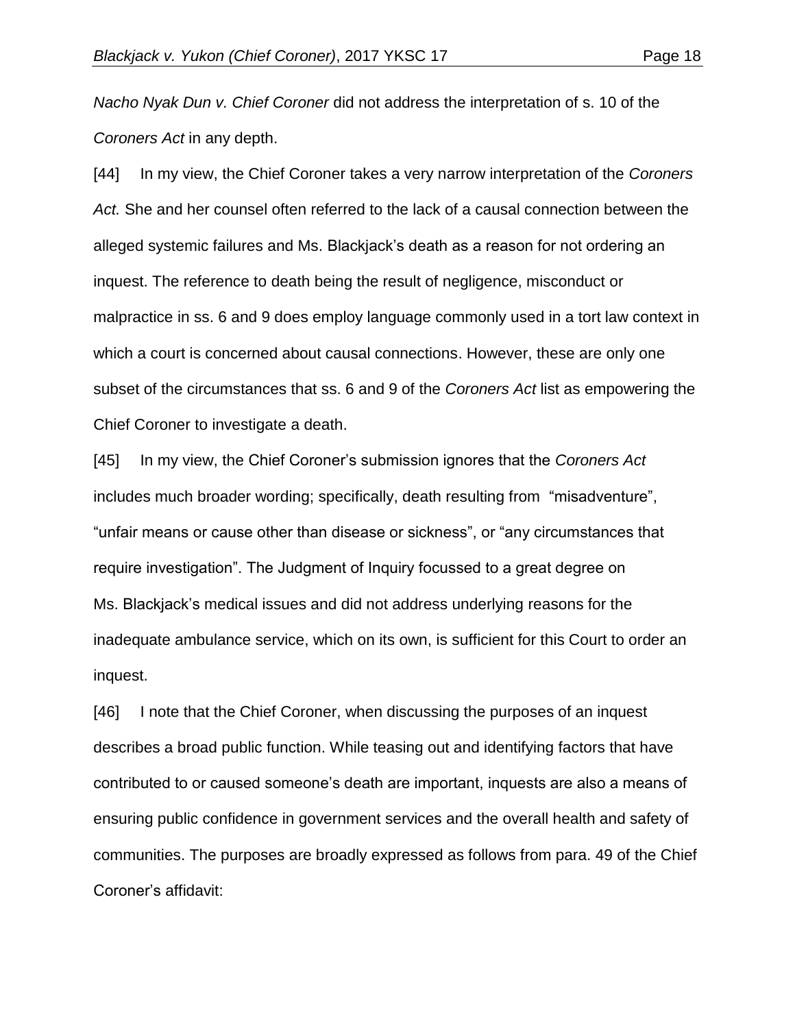*Nacho Nyak Dun v. Chief Coroner* did not address the interpretation of s. 10 of the *Coroners Act* in any depth.

[44] In my view, the Chief Coroner takes a very narrow interpretation of the *Coroners Act.* She and her counsel often referred to the lack of a causal connection between the alleged systemic failures and Ms. Blackjack's death as a reason for not ordering an inquest. The reference to death being the result of negligence, misconduct or malpractice in ss. 6 and 9 does employ language commonly used in a tort law context in which a court is concerned about causal connections. However, these are only one subset of the circumstances that ss. 6 and 9 of the *Coroners Act* list as empowering the Chief Coroner to investigate a death.

[45] In my view, the Chief Coroner's submission ignores that the *Coroners Act* includes much broader wording; specifically, death resulting from "misadventure", "unfair means or cause other than disease or sickness", or "any circumstances that require investigation". The Judgment of Inquiry focussed to a great degree on Ms. Blackjack's medical issues and did not address underlying reasons for the inadequate ambulance service, which on its own, is sufficient for this Court to order an inquest.

[46] I note that the Chief Coroner, when discussing the purposes of an inquest describes a broad public function. While teasing out and identifying factors that have contributed to or caused someone's death are important, inquests are also a means of ensuring public confidence in government services and the overall health and safety of communities. The purposes are broadly expressed as follows from para. 49 of the Chief Coroner's affidavit: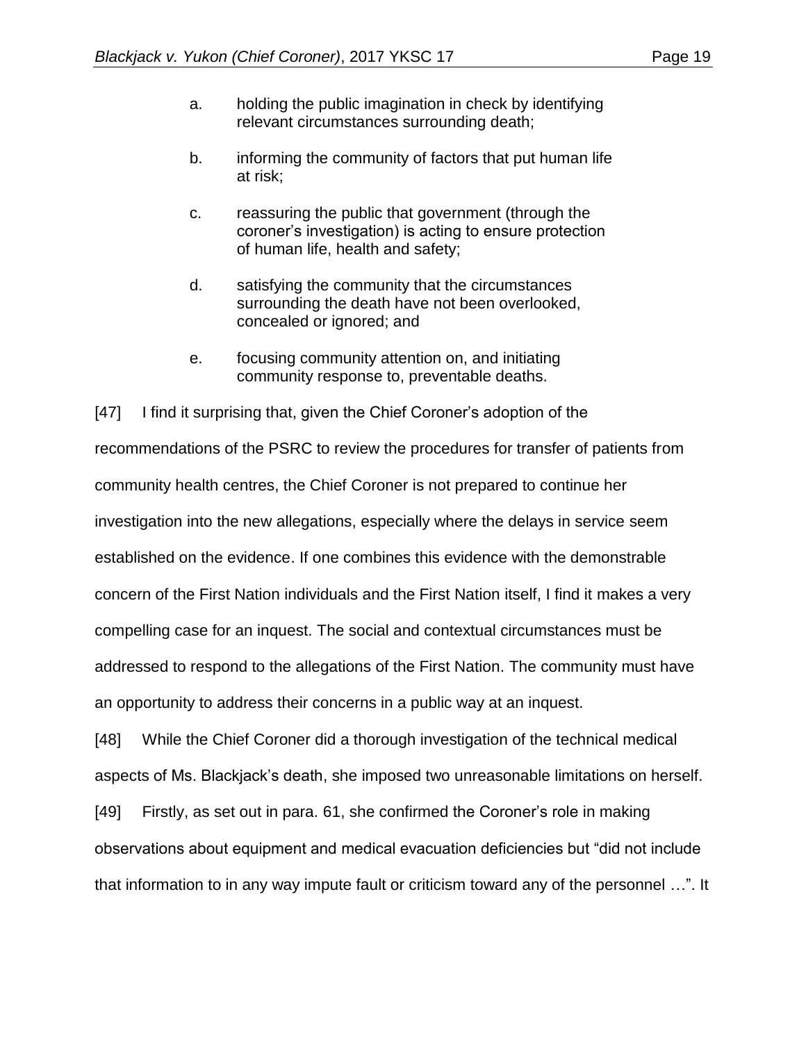a. holding the public imagination in check by identifying relevant circumstances surrounding death;

b. informing the community of factors that put human life at risk;

c. reassuring the public that government (through the coroner's investigation) is acting to ensure protection of human life, health and safety;

d. satisfying the community that the circumstances surrounding the death have not been overlooked, concealed or ignored; and

e. focusing community attention on, and initiating community response to, preventable deaths.

[47] I find it surprising that, given the Chief Coroner's adoption of the recommendations of the PSRC to review the procedures for transfer of patients from community health centres, the Chief Coroner is not prepared to continue her investigation into the new allegations, especially where the delays in service seem established on the evidence. If one combines this evidence with the demonstrable concern of the First Nation individuals and the First Nation itself, I find it makes a very compelling case for an inquest. The social and contextual circumstances must be addressed to respond to the allegations of the First Nation. The community must have an opportunity to address their concerns in a public way at an inquest.

[48] While the Chief Coroner did a thorough investigation of the technical medical aspects of Ms. Blackjack's death, she imposed two unreasonable limitations on herself.

[49] Firstly, as set out in para. 61, she confirmed the Coroner's role in making observations about equipment and medical evacuation deficiencies but "did not include that information to in any way impute fault or criticism toward any of the personnel …". It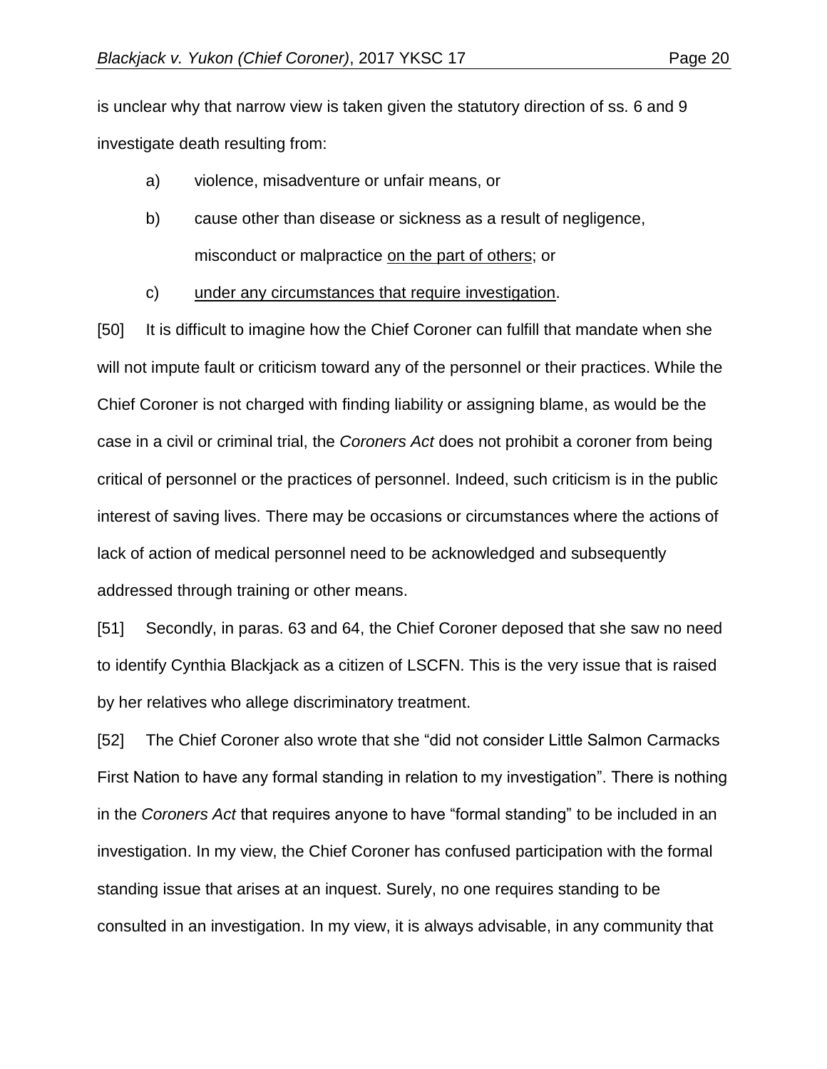is unclear why that narrow view is taken given the statutory direction of ss. 6 and 9 investigate death resulting from:

a) violence, misadventure or unfair means, or

b) cause other than disease or sickness as a result of negligence, misconduct or malpractice <u>on the part of others</u>; or

c) <u>under any circumstances that require investigation</u>.

[50] It is difficult to imagine how the Chief Coroner can fulfill that mandate when she will not impute fault or criticism toward any of the personnel or their practices. While the Chief Coroner is not charged with finding liability or assigning blame, as would be the case in a civil or criminal trial, the *Coroners Act* does not prohibit a coroner from being critical of personnel or the practices of personnel. Indeed, such criticism is in the public interest of saving lives. There may be occasions or circumstances where the actions of lack of action of medical personnel need to be acknowledged and subsequently addressed through training or other means.

[51] Secondly, in paras. 63 and 64, the Chief Coroner deposed that she saw no need to identify Cynthia Blackjack as a citizen of LSCFN. This is the very issue that is raised by her relatives who allege discriminatory treatment.

[52] The Chief Coroner also wrote that she "did not consider Little Salmon Carmacks First Nation to have any formal standing in relation to my investigation". There is nothing in the *Coroners Act* that requires anyone to have "formal standing" to be included in an investigation. In my view, the Chief Coroner has confused participation with the formal standing issue that arises at an inquest. Surely, no one requires standing to be consulted in an investigation. In my view, it is always advisable, in any community that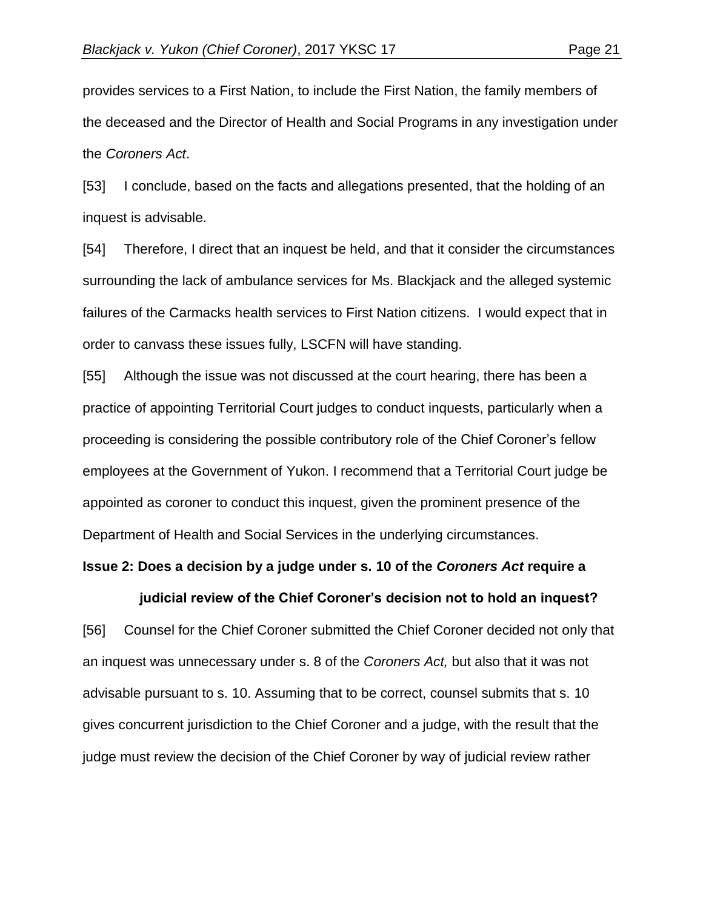provides services to a First Nation, to include the First Nation, the family members of the deceased and the Director of Health and Social Programs in any investigation under the *Coroners Act*.

[53] I conclude, based on the facts and allegations presented, that the holding of an inquest is advisable.

[54] Therefore, I direct that an inquest be held, and that it consider the circumstances surrounding the lack of ambulance services for Ms. Blackjack and the alleged systemic failures of the Carmacks health services to First Nation citizens. I would expect that in order to canvass these issues fully, LSCFN will have standing.

[55] Although the issue was not discussed at the court hearing, there has been a practice of appointing Territorial Court judges to conduct inquests, particularly when a proceeding is considering the possible contributory role of the Chief Coroner's fellow employees at the Government of Yukon. I recommend that a Territorial Court judge be appointed as coroner to conduct this inquest, given the prominent presence of the Department of Health and Social Services in the underlying circumstances.

**Issue 2: Does a decision by a judge under s. 10 of the *Coroners Act* require a judicial review of the Chief Coroner's decision not to hold an inquest?**

[56] Counsel for the Chief Coroner submitted the Chief Coroner decided not only that an inquest was unnecessary under s. 8 of the *Coroners Act,* but also that it was not advisable pursuant to s. 10. Assuming that to be correct, counsel submits that s. 10 gives concurrent jurisdiction to the Chief Coroner and a judge, with the result that the judge must review the decision of the Chief Coroner by way of judicial review rather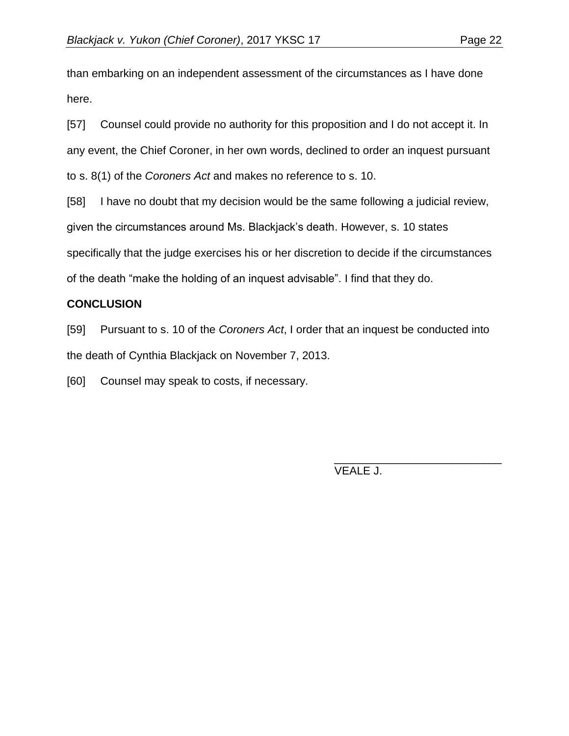than embarking on an independent assessment of the circumstances as I have done here.

[57] Counsel could provide no authority for this proposition and I do not accept it. In any event, the Chief Coroner, in her own words, declined to order an inquest pursuant to s. 8(1) of the *Coroners Act* and makes no reference to s. 10.

[58] I have no doubt that my decision would be the same following a judicial review, given the circumstances around Ms. Blackjack's death. However, s. 10 states specifically that the judge exercises his or her discretion to decide if the circumstances of the death "make the holding of an inquest advisable". I find that they do.

**CONCLUSION**

[59] Pursuant to s. 10 of the *Coroners Act*, I order that an inquest be conducted into the death of Cynthia Blackjack on November 7, 2013.

[60] Counsel may speak to costs, if necessary.

___________________________
VEALE J.